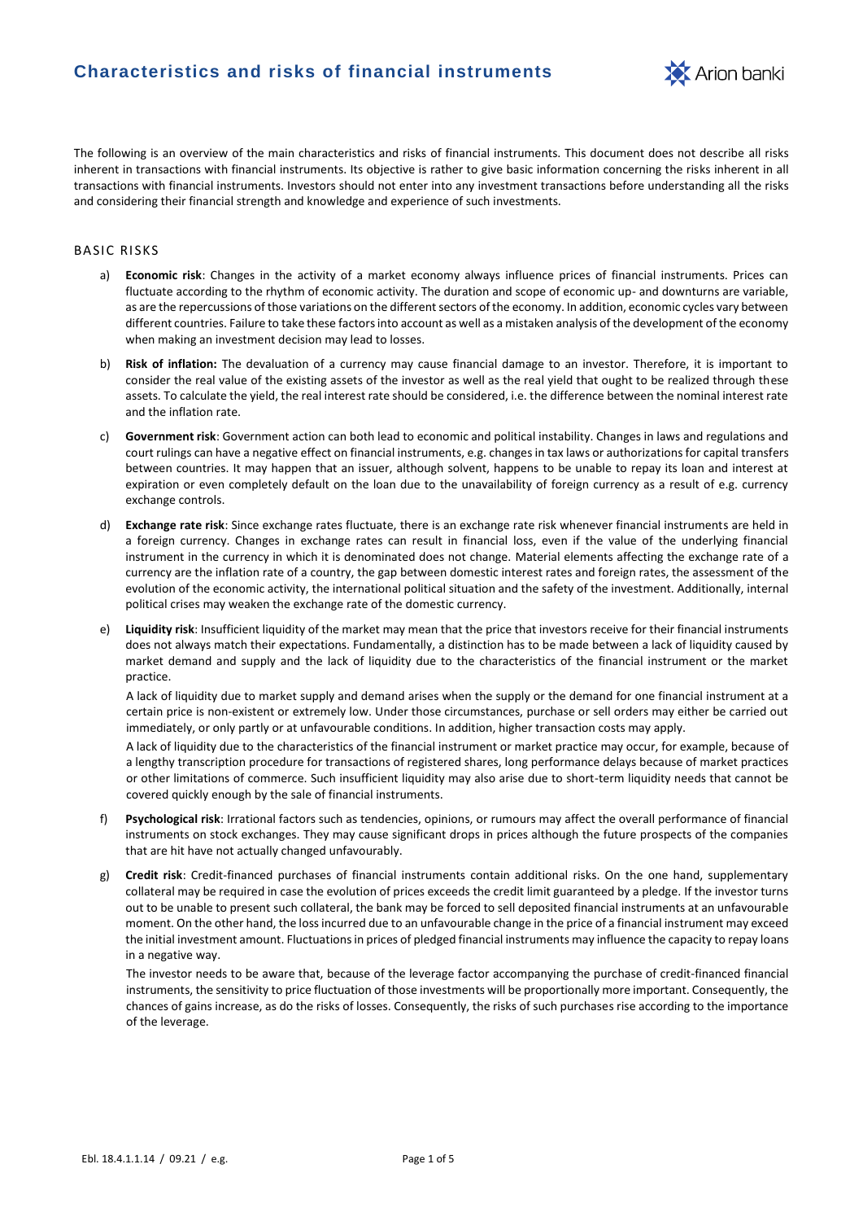# Characteristics and risks of financial instruments

The following is an overview of the main characteristics and risks of financial instruments. This document does not describe all risks inherent in transactions with financial instruments. Its objective is rather to give basic information concerning the risks inherent in all transactions with financial instruments. Investors should not enter into any investment transactions before understanding all the risks and considering their financial strength and knowledge and experience of such investments.

## BASIC RISKS

a) **Economic risk**: Changes in the activity of a market economy always influence prices of financial instruments. Prices can fluctuate according to the rhythm of economic activity. The duration and scope of economic up- and downturns are variable, as are the repercussions of those variations on the different sectors of the economy. In addition, economic cycles vary between different countries. Failure to take these factors into account as well as a mistaken analysis of the development of the economy when making an investment decision may lead to losses.

b) **Risk of inflation:** The devaluation of a currency may cause financial damage to an investor. Therefore, it is important to consider the real value of the existing assets of the investor as well as the real yield that ought to be realized through these assets. To calculate the yield, the real interest rate should be considered, i.e. the difference between the nominal interest rate and the inflation rate.

c) **Government risk**: Government action can both lead to economic and political instability. Changes in laws and regulations and court rulings can have a negative effect on financial instruments, e.g. changes in tax laws or authorizations for capital transfers between countries. It may happen that an issuer, although solvent, happens to be unable to repay its loan and interest at expiration or even completely default on the loan due to the unavailability of foreign currency as a result of e.g. currency exchange controls.

d) **Exchange rate risk**: Since exchange rates fluctuate, there is an exchange rate risk whenever financial instruments are held in a foreign currency. Changes in exchange rates can result in financial loss, even if the value of the underlying financial instrument in the currency in which it is denominated does not change. Material elements affecting the exchange rate of a currency are the inflation rate of a country, the gap between domestic interest rates and foreign rates, the assessment of the evolution of the economic activity, the international political situation and the safety of the investment. Additionally, internal political crises may weaken the exchange rate of the domestic currency.

e) **Liquidity risk**: Insufficient liquidity of the market may mean that the price that investors receive for their financial instruments does not always match their expectations. Fundamentally, a distinction has to be made between a lack of liquidity caused by market demand and supply and the lack of liquidity due to the characteristics of the financial instrument or the market practice.

   A lack of liquidity due to market supply and demand arises when the supply or the demand for one financial instrument at a certain price is non-existent or extremely low. Under those circumstances, purchase or sell orders may either be carried out immediately, or only partly or at unfavourable conditions. In addition, higher transaction costs may apply.

   A lack of liquidity due to the characteristics of the financial instrument or market practice may occur, for example, because of a lengthy transcription procedure for transactions of registered shares, long performance delays because of market practices or other limitations of commerce. Such insufficient liquidity may also arise due to short-term liquidity needs that cannot be covered quickly enough by the sale of financial instruments.

f) **Psychological risk**: Irrational factors such as tendencies, opinions, or rumours may affect the overall performance of financial instruments on stock exchanges. They may cause significant drops in prices although the future prospects of the companies that are hit have not actually changed unfavourably.

g) **Credit risk**: Credit-financed purchases of financial instruments contain additional risks. On the one hand, supplementary collateral may be required in case the evolution of prices exceeds the credit limit guaranteed by a pledge. If the investor turns out to be unable to present such collateral, the bank may be forced to sell deposited financial instruments at an unfavourable moment. On the other hand, the loss incurred due to an unfavourable change in the price of a financial instrument may exceed the initial investment amount. Fluctuations in prices of pledged financial instruments may influence the capacity to repay loans in a negative way.

   The investor needs to be aware that, because of the leverage factor accompanying the purchase of credit-financed financial instruments, the sensitivity to price fluctuation of those investments will be proportionally more important. Consequently, the chances of gains increase, as do the risks of losses. Consequently, the risks of such purchases rise according to the importance of the leverage.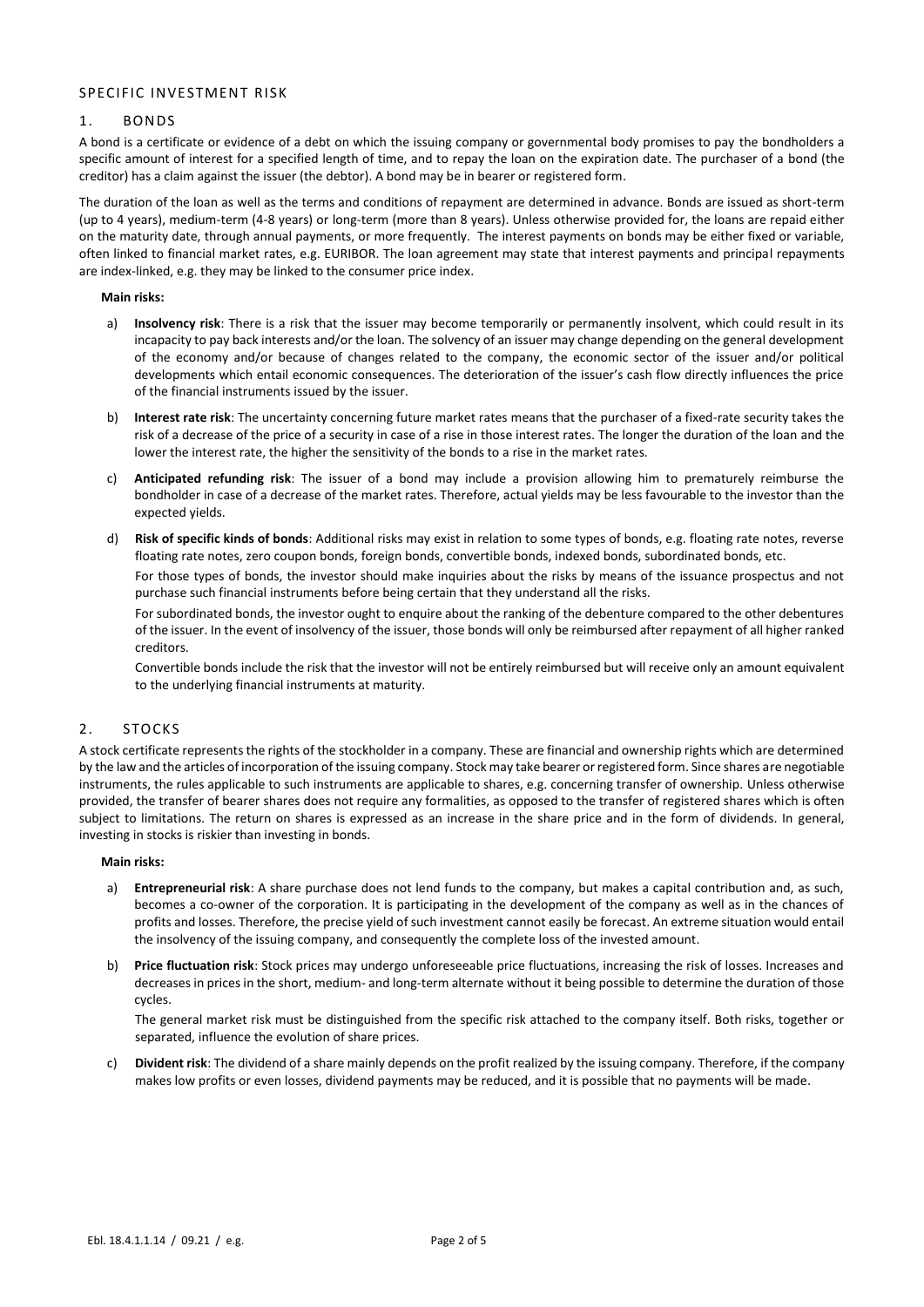## SPECIFIC INVESTMENT RISK

### 1. BONDS

A bond is a certificate or evidence of a debt on which the issuing company or governmental body promises to pay the bondholders a specific amount of interest for a specified length of time, and to repay the loan on the expiration date. The purchaser of a bond (the creditor) has a claim against the issuer (the debtor). A bond may be in bearer or registered form.

The duration of the loan as well as the terms and conditions of repayment are determined in advance. Bonds are issued as short-term (up to 4 years), medium-term (4-8 years) or long-term (more than 8 years). Unless otherwise provided for, the loans are repaid either on the maturity date, through annual payments, or more frequently. The interest payments on bonds may be either fixed or variable, often linked to financial market rates, e.g. EURIBOR. The loan agreement may state that interest payments and principal repayments are index-linked, e.g. they may be linked to the consumer price index.

**Main risks:**

a) **Insolvency risk**: There is a risk that the issuer may become temporarily or permanently insolvent, which could result in its incapacity to pay back interests and/or the loan. The solvency of an issuer may change depending on the general development of the economy and/or because of changes related to the company, the economic sector of the issuer and/or political developments which entail economic consequences. The deterioration of the issuer's cash flow directly influences the price of the financial instruments issued by the issuer.

b) **Interest rate risk**: The uncertainty concerning future market rates means that the purchaser of a fixed-rate security takes the risk of a decrease of the price of a security in case of a rise in those interest rates. The longer the duration of the loan and the lower the interest rate, the higher the sensitivity of the bonds to a rise in the market rates.

c) **Anticipated refunding risk**: The issuer of a bond may include a provision allowing him to prematurely reimburse the bondholder in case of a decrease of the market rates. Therefore, actual yields may be less favourable to the investor than the expected yields.

d) **Risk of specific kinds of bonds**: Additional risks may exist in relation to some types of bonds, e.g. floating rate notes, reverse floating rate notes, zero coupon bonds, foreign bonds, convertible bonds, indexed bonds, subordinated bonds, etc.

   For those types of bonds, the investor should make inquiries about the risks by means of the issuance prospectus and not purchase such financial instruments before being certain that they understand all the risks.

   For subordinated bonds, the investor ought to enquire about the ranking of the debenture compared to the other debentures of the issuer. In the event of insolvency of the issuer, those bonds will only be reimbursed after repayment of all higher ranked creditors.

   Convertible bonds include the risk that the investor will not be entirely reimbursed but will receive only an amount equivalent to the underlying financial instruments at maturity.

### 2. STOCKS

A stock certificate represents the rights of the stockholder in a company. These are financial and ownership rights which are determined by the law and the articles of incorporation of the issuing company. Stock may take bearer or registered form. Since shares are negotiable instruments, the rules applicable to such instruments are applicable to shares, e.g. concerning transfer of ownership. Unless otherwise provided, the transfer of bearer shares does not require any formalities, as opposed to the transfer of registered shares which is often subject to limitations. The return on shares is expressed as an increase in the share price and in the form of dividends. In general, investing in stocks is riskier than investing in bonds.

**Main risks:**

a) **Entrepreneurial risk**: A share purchase does not lend funds to the company, but makes a capital contribution and, as such, becomes a co-owner of the corporation. It is participating in the development of the company as well as in the chances of profits and losses. Therefore, the precise yield of such investment cannot easily be forecast. An extreme situation would entail the insolvency of the issuing company, and consequently the complete loss of the invested amount.

b) **Price fluctuation risk**: Stock prices may undergo unforeseeable price fluctuations, increasing the risk of losses. Increases and decreases in prices in the short, medium- and long-term alternate without it being possible to determine the duration of those cycles.

   The general market risk must be distinguished from the specific risk attached to the company itself. Both risks, together or separated, influence the evolution of share prices.

c) **Divident risk**: The dividend of a share mainly depends on the profit realized by the issuing company. Therefore, if the company makes low profits or even losses, dividend payments may be reduced, and it is possible that no payments will be made.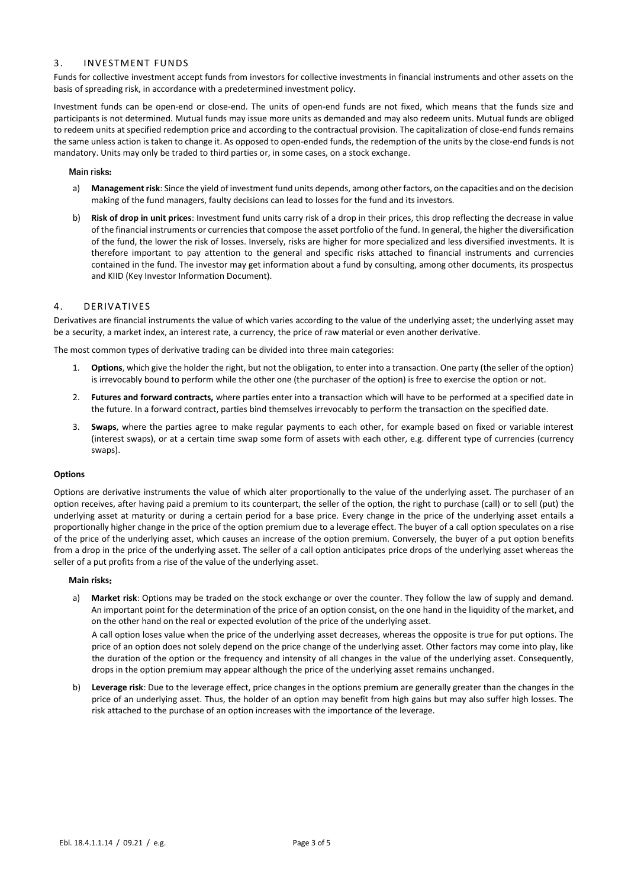## 3. INVESTMENT FUNDS

Funds for collective investment accept funds from investors for collective investments in financial instruments and other assets on the basis of spreading risk, in accordance with a predetermined investment policy.

Investment funds can be open-end or close-end. The units of open-end funds are not fixed, which means that the funds size and participants is not determined. Mutual funds may issue more units as demanded and may also redeem units. Mutual funds are obliged to redeem units at specified redemption price and according to the contractual provision. The capitalization of close-end funds remains the same unless action is taken to change it. As opposed to open-ended funds, the redemption of the units by the close-end funds is not mandatory. Units may only be traded to third parties or, in some cases, on a stock exchange.

**Main risks:**

a) **Management risk**: Since the yield of investment fund units depends, among other factors, on the capacities and on the decision making of the fund managers, faulty decisions can lead to losses for the fund and its investors.

b) **Risk of drop in unit prices**: Investment fund units carry risk of a drop in their prices, this drop reflecting the decrease in value of the financial instruments or currencies that compose the asset portfolio of the fund. In general, the higher the diversification of the fund, the lower the risk of losses. Inversely, risks are higher for more specialized and less diversified investments. It is therefore important to pay attention to the general and specific risks attached to financial instruments and currencies contained in the fund. The investor may get information about a fund by consulting, among other documents, its prospectus and KIID (Key Investor Information Document).

## 4. DERIVATIVES

Derivatives are financial instruments the value of which varies according to the value of the underlying asset; the underlying asset may be a security, a market index, an interest rate, a currency, the price of raw material or even another derivative.

The most common types of derivative trading can be divided into three main categories:

1. **Options**, which give the holder the right, but not the obligation, to enter into a transaction. One party (the seller of the option) is irrevocably bound to perform while the other one (the purchaser of the option) is free to exercise the option or not.
2. **Futures and forward contracts,** where parties enter into a transaction which will have to be performed at a specified date in the future. In a forward contract, parties bind themselves irrevocably to perform the transaction on the specified date.
3. **Swaps**, where the parties agree to make regular payments to each other, for example based on fixed or variable interest (interest swaps), or at a certain time swap some form of assets with each other, e.g. different type of currencies (currency swaps).

**Options**

Options are derivative instruments the value of which alter proportionally to the value of the underlying asset. The purchaser of an option receives, after having paid a premium to its counterpart, the seller of the option, the right to purchase (call) or to sell (put) the underlying asset at maturity or during a certain period for a base price. Every change in the price of the underlying asset entails a proportionally higher change in the price of the option premium due to a leverage effect. The buyer of a call option speculates on a rise of the price of the underlying asset, which causes an increase of the option premium. Conversely, the buyer of a put option benefits from a drop in the price of the underlying asset. The seller of a call option anticipates price drops of the underlying asset whereas the seller of a put profits from a rise of the value of the underlying asset.

**Main risks:**

a) **Market risk**: Options may be traded on the stock exchange or over the counter. They follow the law of supply and demand. An important point for the determination of the price of an option consist, on the one hand in the liquidity of the market, and on the other hand on the real or expected evolution of the price of the underlying asset.

   A call option loses value when the price of the underlying asset decreases, whereas the opposite is true for put options. The price of an option does not solely depend on the price change of the underlying asset. Other factors may come into play, like the duration of the option or the frequency and intensity of all changes in the value of the underlying asset. Consequently, drops in the option premium may appear although the price of the underlying asset remains unchanged.

b) **Leverage risk**: Due to the leverage effect, price changes in the options premium are generally greater than the changes in the price of an underlying asset. Thus, the holder of an option may benefit from high gains but may also suffer high losses. The risk attached to the purchase of an option increases with the importance of the leverage.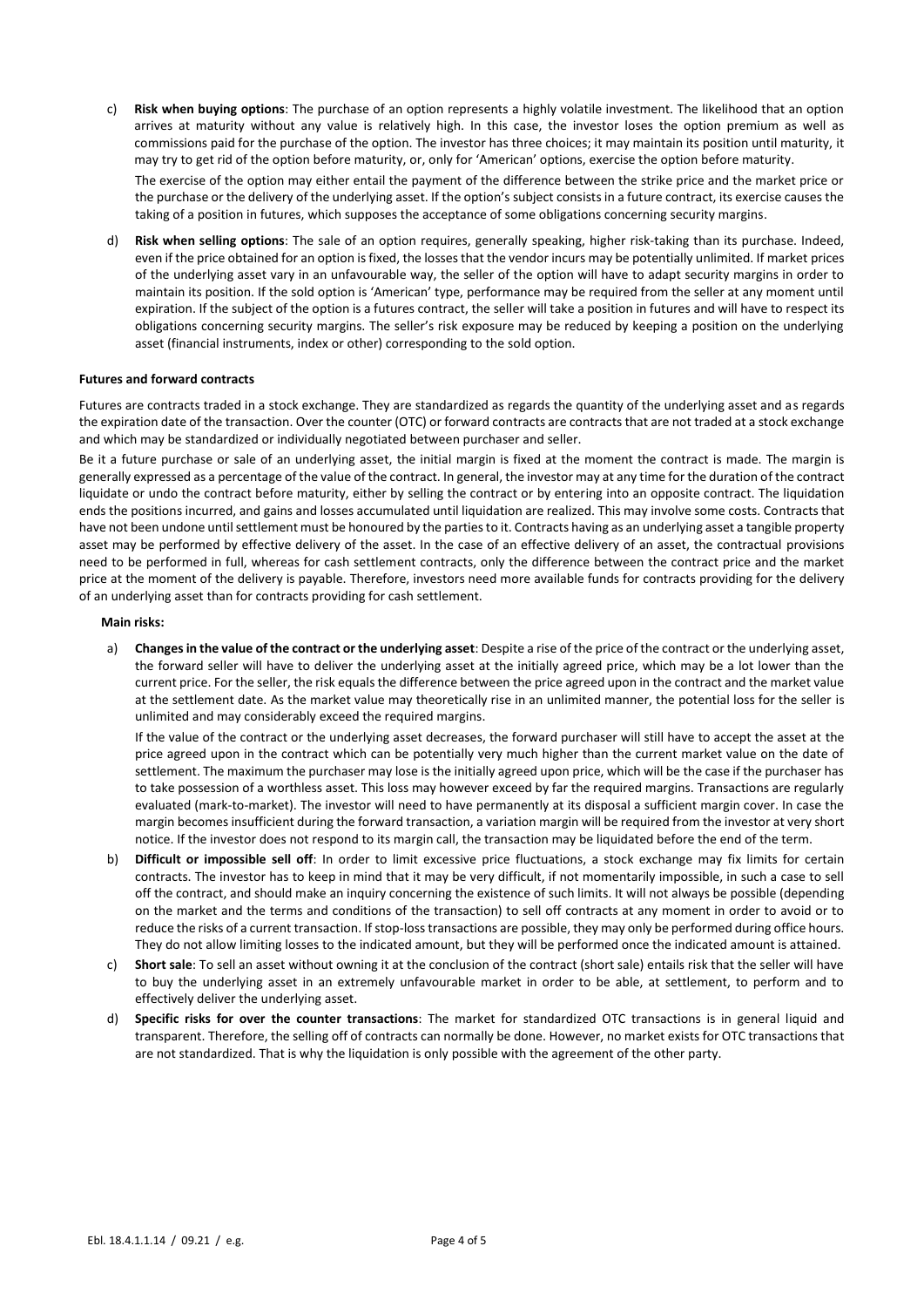c) **Risk when buying options**: The purchase of an option represents a highly volatile investment. The likelihood that an option arrives at maturity without any value is relatively high. In this case, the investor loses the option premium as well as commissions paid for the purchase of the option. The investor has three choices; it may maintain its position until maturity, it may try to get rid of the option before maturity, or, only for 'American' options, exercise the option before maturity.

   The exercise of the option may either entail the payment of the difference between the strike price and the market price or the purchase or the delivery of the underlying asset. If the option's subject consists in a future contract, its exercise causes the taking of a position in futures, which supposes the acceptance of some obligations concerning security margins.

d) **Risk when selling options**: The sale of an option requires, generally speaking, higher risk-taking than its purchase. Indeed, even if the price obtained for an option is fixed, the losses that the vendor incurs may be potentially unlimited. If market prices of the underlying asset vary in an unfavourable way, the seller of the option will have to adapt security margins in order to maintain its position. If the sold option is 'American' type, performance may be required from the seller at any moment until expiration. If the subject of the option is a futures contract, the seller will take a position in futures and will have to respect its obligations concerning security margins. The seller's risk exposure may be reduced by keeping a position on the underlying asset (financial instruments, index or other) corresponding to the sold option.

**Futures and forward contracts**

Futures are contracts traded in a stock exchange. They are standardized as regards the quantity of the underlying asset and as regards the expiration date of the transaction. Over the counter (OTC) or forward contracts are contracts that are not traded at a stock exchange and which may be standardized or individually negotiated between purchaser and seller.

Be it a future purchase or sale of an underlying asset, the initial margin is fixed at the moment the contract is made. The margin is generally expressed as a percentage of the value of the contract. In general, the investor may at any time for the duration of the contract liquidate or undo the contract before maturity, either by selling the contract or by entering into an opposite contract. The liquidation ends the positions incurred, and gains and losses accumulated until liquidation are realized. This may involve some costs. Contracts that have not been undone until settlement must be honoured by the parties to it. Contracts having as an underlying asset a tangible property asset may be performed by effective delivery of the asset. In the case of an effective delivery of an asset, the contractual provisions need to be performed in full, whereas for cash settlement contracts, only the difference between the contract price and the market price at the moment of the delivery is payable. Therefore, investors need more available funds for contracts providing for the delivery of an underlying asset than for contracts providing for cash settlement.

**Main risks:**

a) **Changes in the value of the contract or the underlying asset**: Despite a rise of the price of the contract or the underlying asset, the forward seller will have to deliver the underlying asset at the initially agreed price, which may be a lot lower than the current price. For the seller, the risk equals the difference between the price agreed upon in the contract and the market value at the settlement date. As the market value may theoretically rise in an unlimited manner, the potential loss for the seller is unlimited and may considerably exceed the required margins.

   If the value of the contract or the underlying asset decreases, the forward purchaser will still have to accept the asset at the price agreed upon in the contract which can be potentially very much higher than the current market value on the date of settlement. The maximum the purchaser may lose is the initially agreed upon price, which will be the case if the purchaser has to take possession of a worthless asset. This loss may however exceed by far the required margins. Transactions are regularly evaluated (mark-to-market). The investor will need to have permanently at its disposal a sufficient margin cover. In case the margin becomes insufficient during the forward transaction, a variation margin will be required from the investor at very short notice. If the investor does not respond to its margin call, the transaction may be liquidated before the end of the term.

b) **Difficult or impossible sell off**: In order to limit excessive price fluctuations, a stock exchange may fix limits for certain contracts. The investor has to keep in mind that it may be very difficult, if not momentarily impossible, in such a case to sell off the contract, and should make an inquiry concerning the existence of such limits. It will not always be possible (depending on the market and the terms and conditions of the transaction) to sell off contracts at any moment in order to avoid or to reduce the risks of a current transaction. If stop-loss transactions are possible, they may only be performed during office hours. They do not allow limiting losses to the indicated amount, but they will be performed once the indicated amount is attained.

c) **Short sale**: To sell an asset without owning it at the conclusion of the contract (short sale) entails risk that the seller will have to buy the underlying asset in an extremely unfavourable market in order to be able, at settlement, to perform and to effectively deliver the underlying asset.

d) **Specific risks for over the counter transactions**: The market for standardized OTC transactions is in general liquid and transparent. Therefore, the selling off of contracts can normally be done. However, no market exists for OTC transactions that are not standardized. That is why the liquidation is only possible with the agreement of the other party.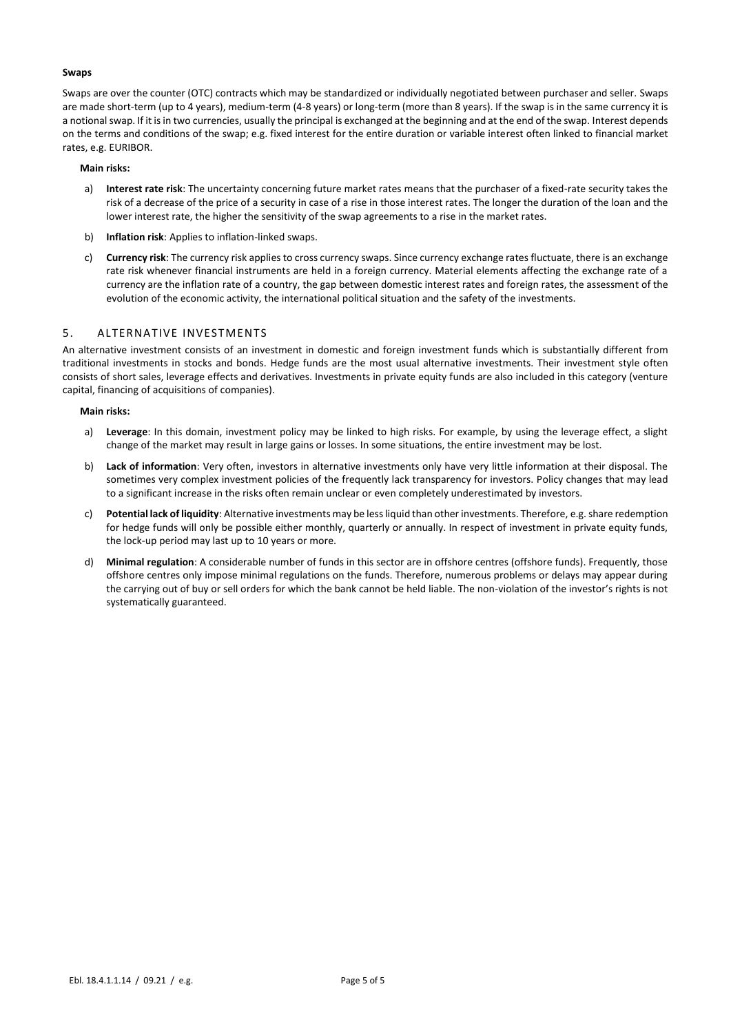**Swaps**

Swaps are over the counter (OTC) contracts which may be standardized or individually negotiated between purchaser and seller. Swaps are made short-term (up to 4 years), medium-term (4-8 years) or long-term (more than 8 years). If the swap is in the same currency it is a notional swap. If it is in two currencies, usually the principal is exchanged at the beginning and at the end of the swap. Interest depends on the terms and conditions of the swap; e.g. fixed interest for the entire duration or variable interest often linked to financial market rates, e.g. EURIBOR.

**Main risks:**

a) **Interest rate risk**: The uncertainty concerning future market rates means that the purchaser of a fixed-rate security takes the risk of a decrease of the price of a security in case of a rise in those interest rates. The longer the duration of the loan and the lower interest rate, the higher the sensitivity of the swap agreements to a rise in the market rates.

b) **Inflation risk**: Applies to inflation-linked swaps.

c) **Currency risk**: The currency risk applies to cross currency swaps. Since currency exchange rates fluctuate, there is an exchange rate risk whenever financial instruments are held in a foreign currency. Material elements affecting the exchange rate of a currency are the inflation rate of a country, the gap between domestic interest rates and foreign rates, the assessment of the evolution of the economic activity, the international political situation and the safety of the investments.

## 5. ALTERNATIVE INVESTMENTS

An alternative investment consists of an investment in domestic and foreign investment funds which is substantially different from traditional investments in stocks and bonds. Hedge funds are the most usual alternative investments. Their investment style often consists of short sales, leverage effects and derivatives. Investments in private equity funds are also included in this category (venture capital, financing of acquisitions of companies).

**Main risks:**

a) **Leverage**: In this domain, investment policy may be linked to high risks. For example, by using the leverage effect, a slight change of the market may result in large gains or losses. In some situations, the entire investment may be lost.

b) **Lack of information**: Very often, investors in alternative investments only have very little information at their disposal. The sometimes very complex investment policies of the frequently lack transparency for investors. Policy changes that may lead to a significant increase in the risks often remain unclear or even completely underestimated by investors.

c) **Potential lack of liquidity**: Alternative investments may be less liquid than other investments. Therefore, e.g. share redemption for hedge funds will only be possible either monthly, quarterly or annually. In respect of investment in private equity funds, the lock-up period may last up to 10 years or more.

d) **Minimal regulation**: A considerable number of funds in this sector are in offshore centres (offshore funds). Frequently, those offshore centres only impose minimal regulations on the funds. Therefore, numerous problems or delays may appear during the carrying out of buy or sell orders for which the bank cannot be held liable. The non-violation of the investor's rights is not systematically guaranteed.

Ebl. 18.4.1.1.14 / 09.21 / e.g.